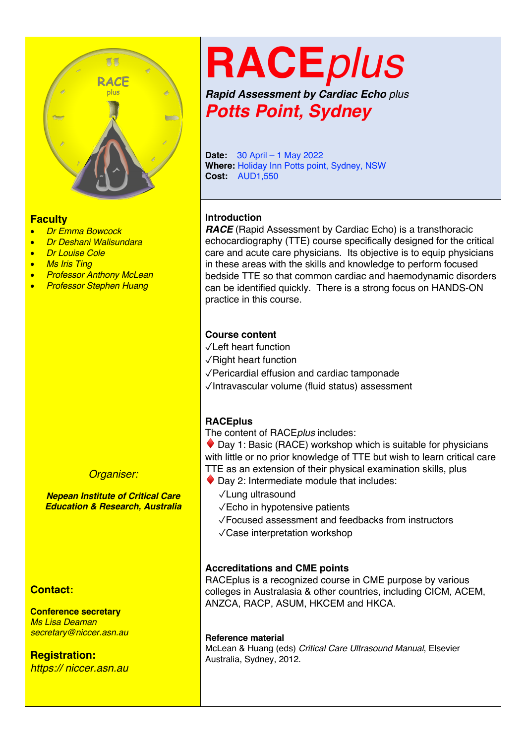# RACE*plus*

***Rapid Assessment by Cardiac Echo** plus*

## *Potts Point, Sydney*

**Date:** 30 April – 1 May 2022
**Where:** Holiday Inn Potts point, Sydney, NSW
**Cost:** AUD1,550

### Introduction

***RACE*** (Rapid Assessment by Cardiac Echo) is a transthoracic echocardiography (TTE) course specifically designed for the critical care and acute care physicians. Its objective is to equip physicians in these areas with the skills and knowledge to perform focused bedside TTE so that common cardiac and haemodynamic disorders can be identified quickly. There is a strong focus on HANDS-ON practice in this course.

### Course content

✓Left heart function
✓Right heart function
✓Pericardial effusion and cardiac tamponade
✓Intravascular volume (fluid status) assessment

### RACEplus

The content of RACE*plus* includes:

♦ Day 1: Basic (RACE) workshop which is suitable for physicians with little or no prior knowledge of TTE but wish to learn critical care TTE as an extension of their physical examination skills, plus

♦ Day 2: Intermediate module that includes:

- ✓Lung ultrasound
- ✓Echo in hypotensive patients
- ✓Focused assessment and feedbacks from instructors
- ✓Case interpretation workshop

### Accreditations and CME points

RACEplus is a recognized course in CME purpose by various colleges in Australasia & other countries, including CICM, ACEM, ANZCA, RACP, ASUM, HKCEM and HKCA.

#### Reference material

McLean & Huang (eds) *Critical Care Ultrasound Manual*, Elsevier Australia, Sydney, 2012.

### Faculty

- *Dr Emma Bowcock*
- *Dr Deshani Walisundara*
- *Dr Louise Cole*
- *Ms Iris Ting*
- *Professor Anthony McLean*
- *Professor Stephen Huang*

*Organiser:*

***Nepean Institute of Critical Care Education & Research, Australia***

### Contact:

**Conference secretary**
*Ms Lisa Deaman*
*secretary@niccer.asn.au*

### Registration:

*https:// niccer.asn.au*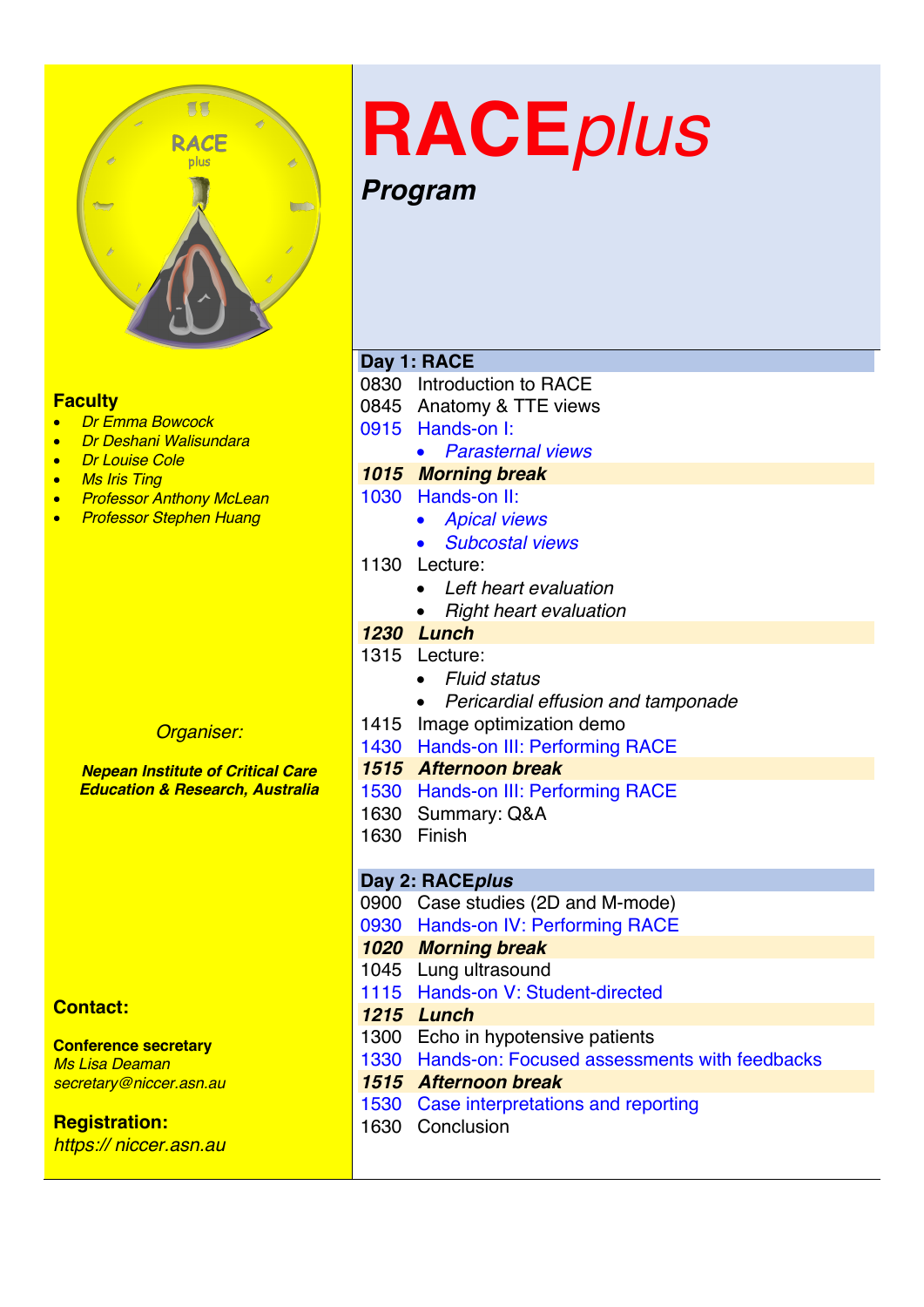# RACE*plus*

## *Program*

### Day 1: RACE

0830 Introduction to RACE

0845 Anatomy & TTE views

0915 Hands-on I:

- *Parasternal views*

***1015 Morning break***

1030 Hands-on II:

- *Apical views*
- *Subcostal views*

1130 Lecture:

- *Left heart evaluation*
- *Right heart evaluation*

***1230 Lunch***

1315 Lecture:

- *Fluid status*
- *Pericardial effusion and tamponade*

1415 Image optimization demo

1430 Hands-on III: Performing RACE

***1515 Afternoon break***

1530 Hands-on III: Performing RACE

1630 Summary: Q&A

1630 Finish

### Day 2: RACE*plus*

0900 Case studies (2D and M-mode)

0930 Hands-on IV: Performing RACE

***1020 Morning break***

1045 Lung ultrasound

1115 Hands-on V: Student-directed

***1215 Lunch***

1300 Echo in hypotensive patients

1330 Hands-on: Focused assessments with feedbacks

***1515 Afternoon break***

1530 Case interpretations and reporting

1630 Conclusion

**Faculty**

- *Dr Emma Bowcock*
- *Dr Deshani Walisundara*
- *Dr Louise Cole*
- *Ms Iris Ting*
- *Professor Anthony McLean*
- *Professor Stephen Huang*

*Organiser:*

***Nepean Institute of Critical Care Education & Research, Australia***

**Contact:**

**Conference secretary**
*Ms Lisa Deaman*
*secretary@niccer.asn.au*

**Registration:**
*https:// niccer.asn.au*